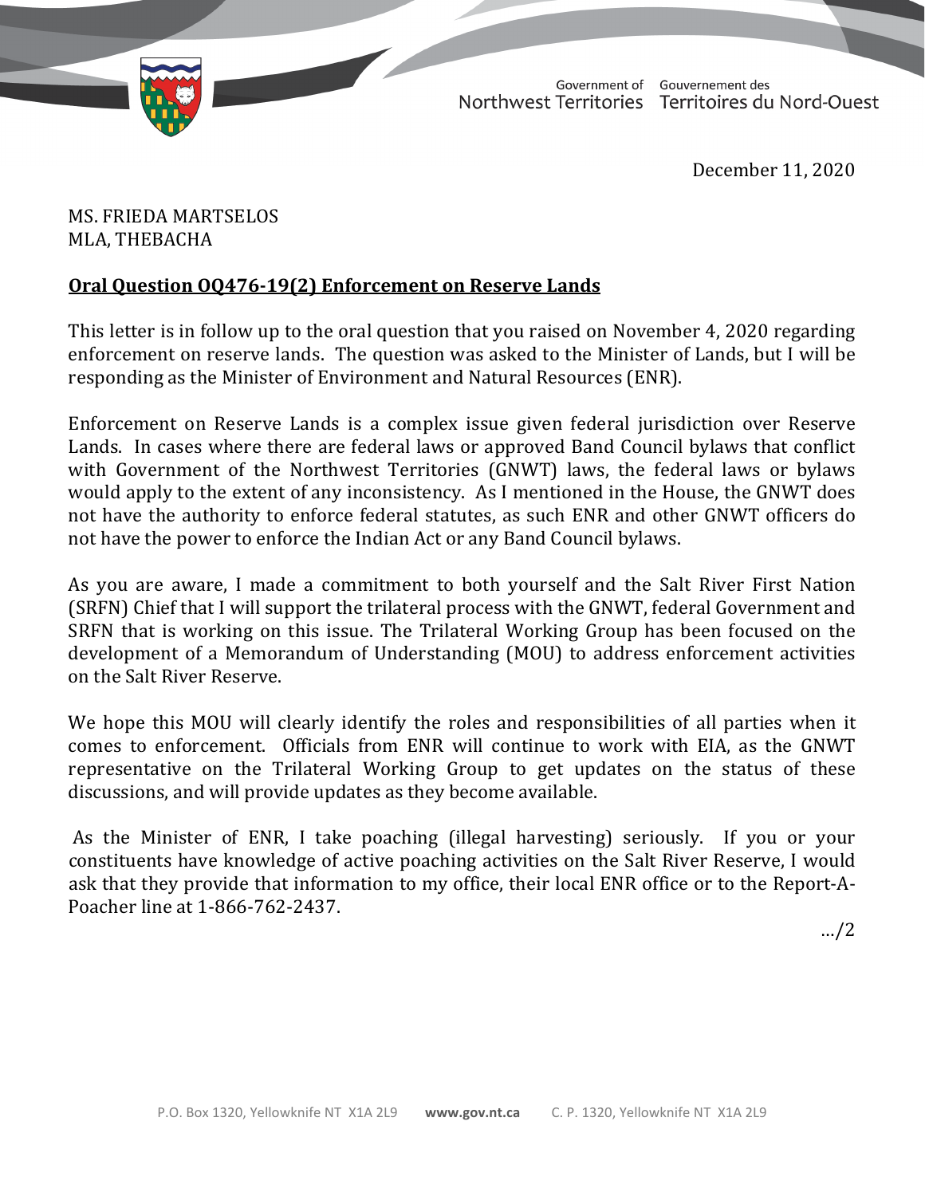Government of Northwest Territories / Gouvernement des Territoires du Nord-Ouest

December 11, 2020

MS. FRIEDA MARTSELOS
MLA, THEBACHA

**Oral Question OQ476-19(2) Enforcement on Reserve Lands**

This letter is in follow up to the oral question that you raised on November 4, 2020 regarding enforcement on reserve lands. The question was asked to the Minister of Lands, but I will be responding as the Minister of Environment and Natural Resources (ENR).

Enforcement on Reserve Lands is a complex issue given federal jurisdiction over Reserve Lands. In cases where there are federal laws or approved Band Council bylaws that conflict with Government of the Northwest Territories (GNWT) laws, the federal laws or bylaws would apply to the extent of any inconsistency. As I mentioned in the House, the GNWT does not have the authority to enforce federal statutes, as such ENR and other GNWT officers do not have the power to enforce the Indian Act or any Band Council bylaws.

As you are aware, I made a commitment to both yourself and the Salt River First Nation (SRFN) Chief that I will support the trilateral process with the GNWT, federal Government and SRFN that is working on this issue. The Trilateral Working Group has been focused on the development of a Memorandum of Understanding (MOU) to address enforcement activities on the Salt River Reserve.

We hope this MOU will clearly identify the roles and responsibilities of all parties when it comes to enforcement. Officials from ENR will continue to work with EIA, as the GNWT representative on the Trilateral Working Group to get updates on the status of these discussions, and will provide updates as they become available.

As the Minister of ENR, I take poaching (illegal harvesting) seriously. If you or your constituents have knowledge of active poaching activities on the Salt River Reserve, I would ask that they provide that information to my office, their local ENR office or to the Report-A-Poacher line at 1-866-762-2437.

…/2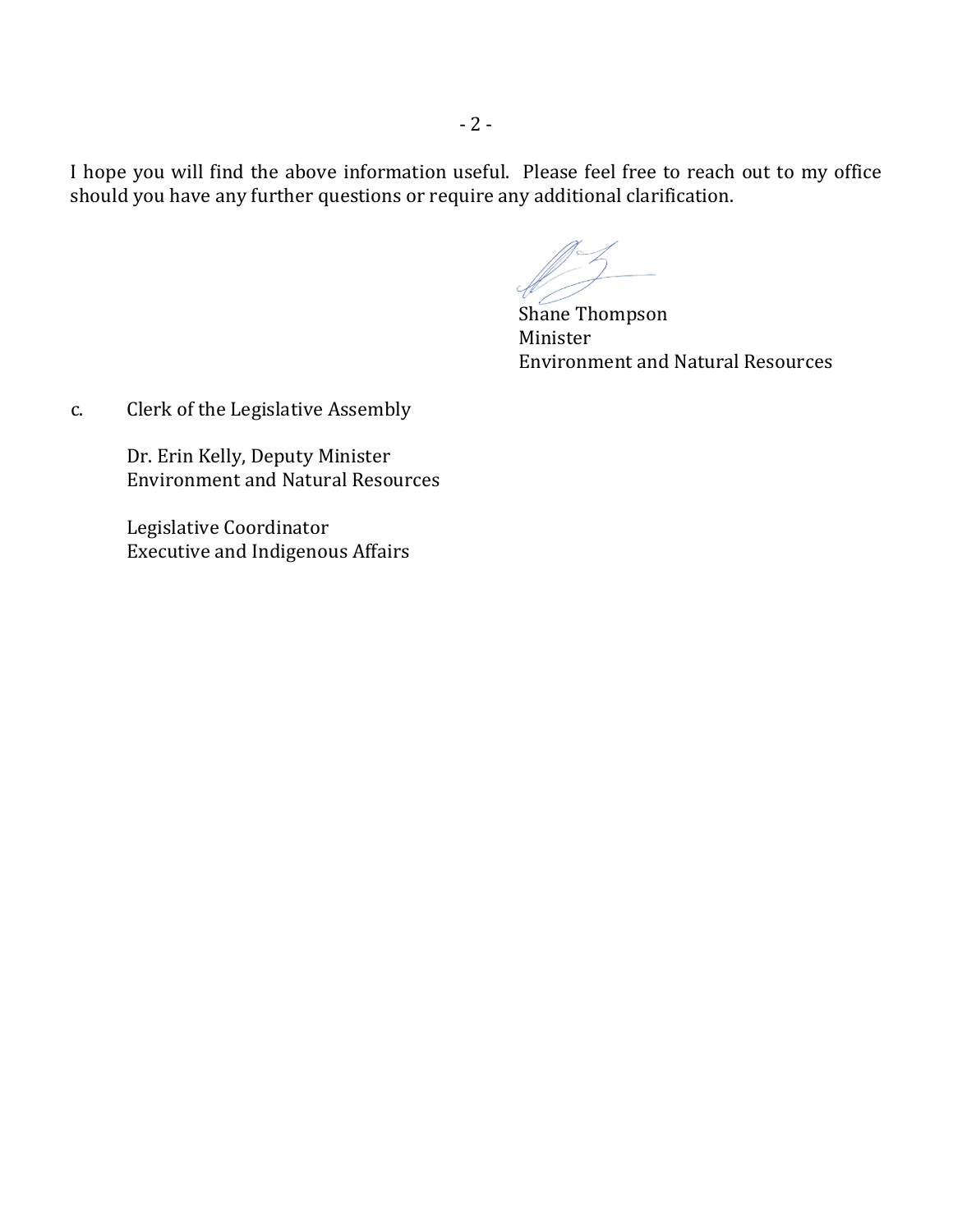I hope you will find the above information useful. Please feel free to reach out to my office should you have any further questions or require any additional clarification.

Shane Thompson
Minister
Environment and Natural Resources

c. Clerk of the Legislative Assembly

Dr. Erin Kelly, Deputy Minister
Environment and Natural Resources

Legislative Coordinator
Executive and Indigenous Affairs